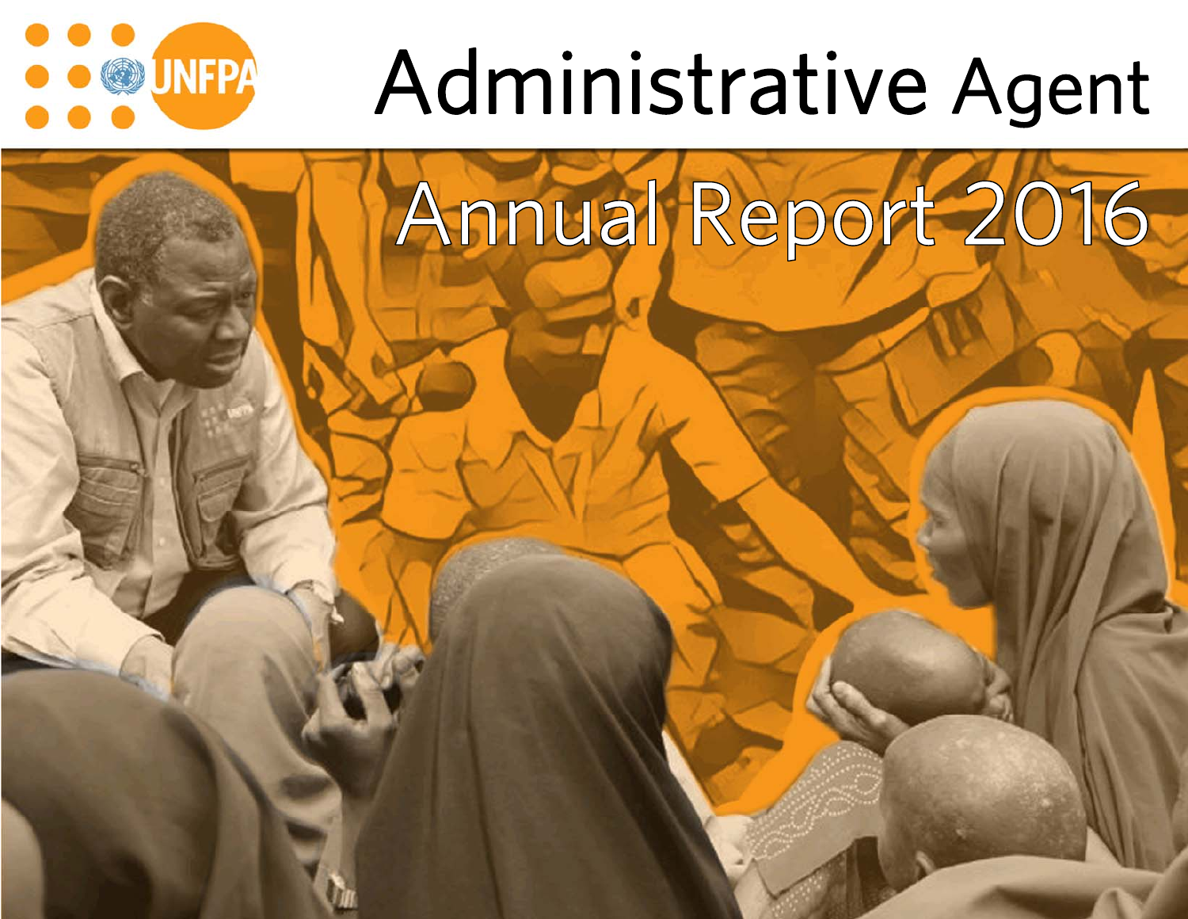UNFPA

# Administrative Agent

## Annual Report 2016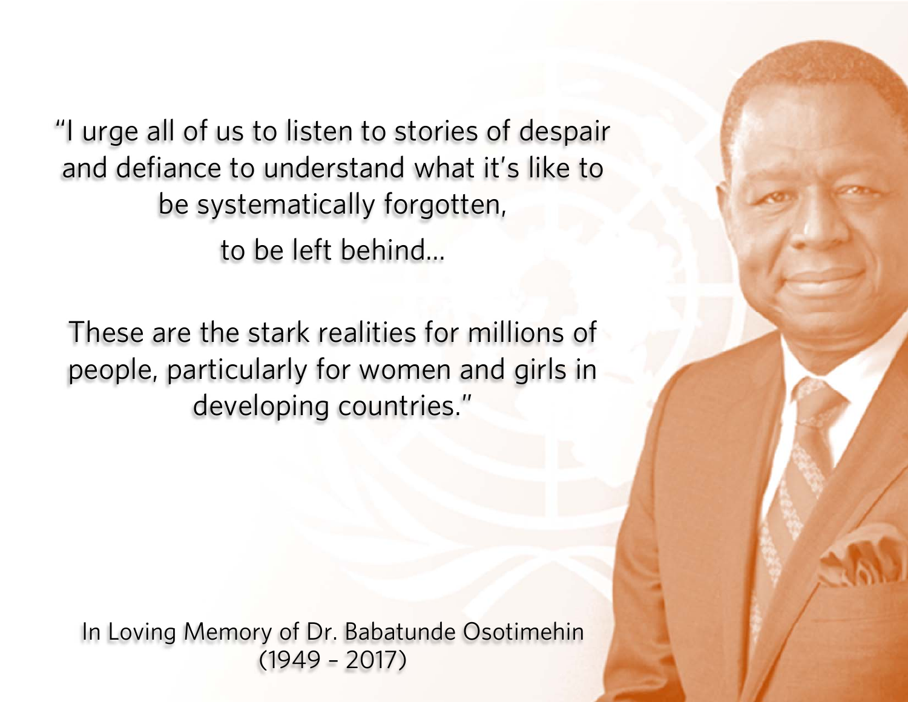"I urge all of us to listen to stories of despair and defiance to understand what it's like to be systematically forgotten,

to be left behind...

These are the stark realities for millions of people, particularly for women and girls in developing countries."

In Loving Memory of Dr. Babatunde Osotimehin
(1949 – 2017)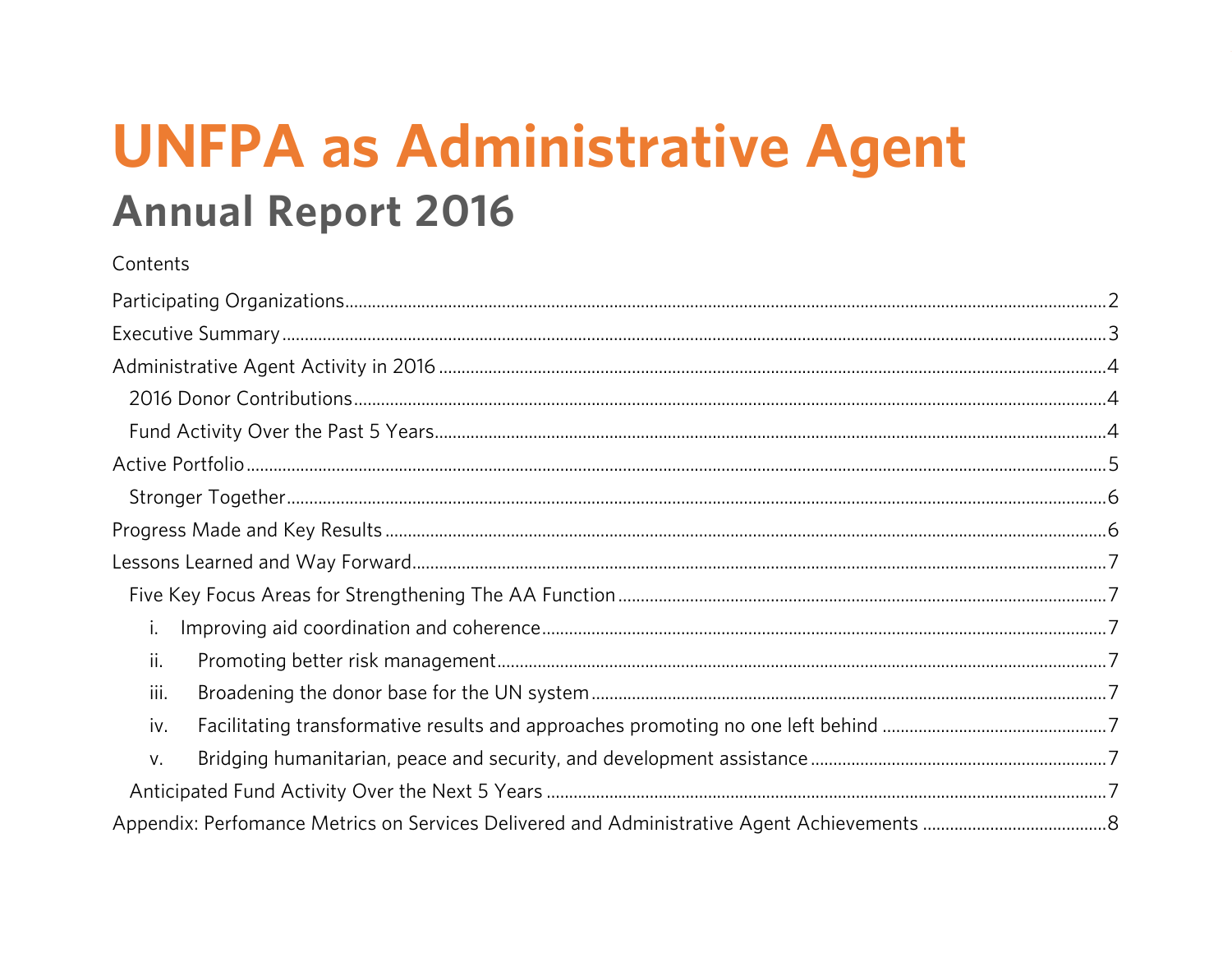# UNFPA as Administrative Agent

## Annual Report 2016

Contents

- Participating Organizations ... 2
- Executive Summary ... 3
- Administrative Agent Activity in 2016 ... 4
  - 2016 Donor Contributions ... 4
  - Fund Activity Over the Past 5 Years ... 4
- Active Portfolio ... 5
  - Stronger Together ... 6
- Progress Made and Key Results ... 6
- Lessons Learned and Way Forward ... 7
  - Five Key Focus Areas for Strengthening The AA Function ... 7
    - i. Improving aid coordination and coherence ... 7
    - ii. Promoting better risk management ... 7
    - iii. Broadening the donor base for the UN system ... 7
    - iv. Facilitating transformative results and approaches promoting no one left behind ... 7
    - v. Bridging humanitarian, peace and security, and development assistance ... 7
  - Anticipated Fund Activity Over the Next 5 Years ... 7
- Appendix: Perfomance Metrics on Services Delivered and Administrative Agent Achievements ... 8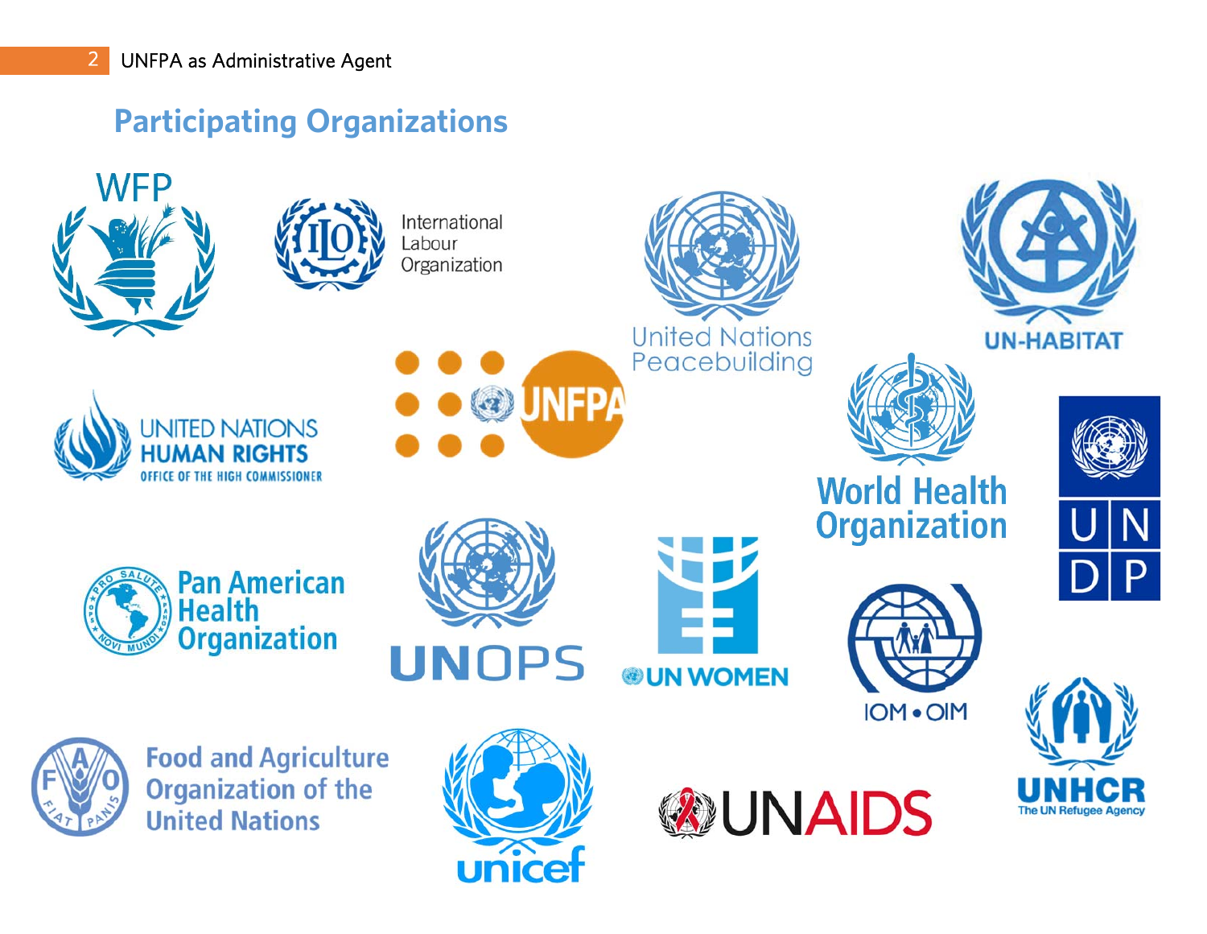## Participating Organizations

WFP

International Labour Organization

United Nations Peacebuilding

UN-HABITAT

UNITED NATIONS HUMAN RIGHTS OFFICE OF THE HIGH COMMISSIONER

UNFPA

World Health Organization

UNDP

Pan American Health Organization

UNOPS

UN WOMEN

IOM • OIM

Food and Agriculture Organization of the United Nations

unicef

UNAIDS

UNHCR The UN Refugee Agency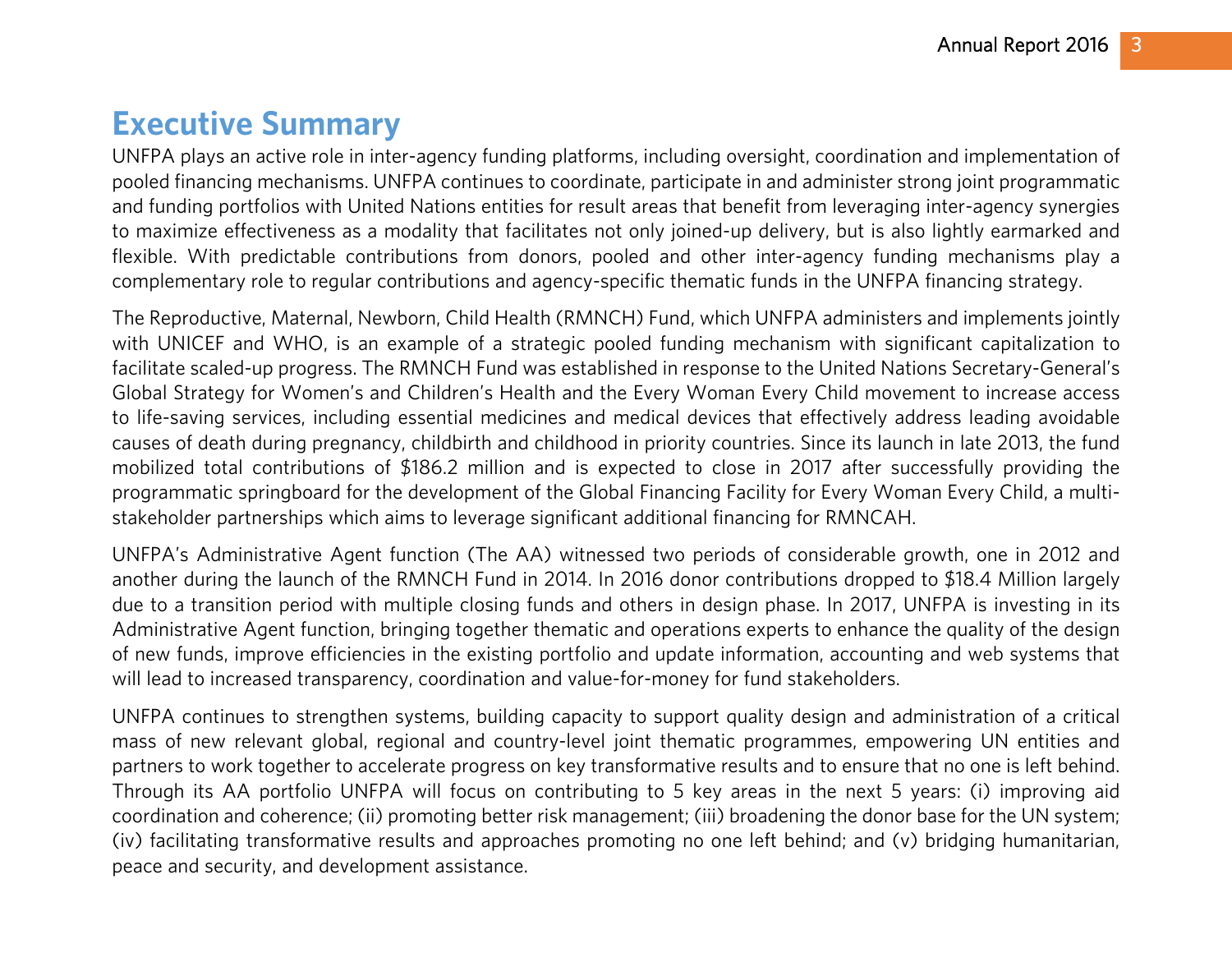# Executive Summary

UNFPA plays an active role in inter-agency funding platforms, including oversight, coordination and implementation of pooled financing mechanisms. UNFPA continues to coordinate, participate in and administer strong joint programmatic and funding portfolios with United Nations entities for result areas that benefit from leveraging inter-agency synergies to maximize effectiveness as a modality that facilitates not only joined-up delivery, but is also lightly earmarked and flexible. With predictable contributions from donors, pooled and other inter-agency funding mechanisms play a complementary role to regular contributions and agency-specific thematic funds in the UNFPA financing strategy.

The Reproductive, Maternal, Newborn, Child Health (RMNCH) Fund, which UNFPA administers and implements jointly with UNICEF and WHO, is an example of a strategic pooled funding mechanism with significant capitalization to facilitate scaled-up progress. The RMNCH Fund was established in response to the United Nations Secretary-General's Global Strategy for Women's and Children's Health and the Every Woman Every Child movement to increase access to life-saving services, including essential medicines and medical devices that effectively address leading avoidable causes of death during pregnancy, childbirth and childhood in priority countries. Since its launch in late 2013, the fund mobilized total contributions of $186.2 million and is expected to close in 2017 after successfully providing the programmatic springboard for the development of the Global Financing Facility for Every Woman Every Child, a multi-stakeholder partnerships which aims to leverage significant additional financing for RMNCAH.

UNFPA's Administrative Agent function (The AA) witnessed two periods of considerable growth, one in 2012 and another during the launch of the RMNCH Fund in 2014. In 2016 donor contributions dropped to $18.4 Million largely due to a transition period with multiple closing funds and others in design phase. In 2017, UNFPA is investing in its Administrative Agent function, bringing together thematic and operations experts to enhance the quality of the design of new funds, improve efficiencies in the existing portfolio and update information, accounting and web systems that will lead to increased transparency, coordination and value-for-money for fund stakeholders.

UNFPA continues to strengthen systems, building capacity to support quality design and administration of a critical mass of new relevant global, regional and country-level joint thematic programmes, empowering UN entities and partners to work together to accelerate progress on key transformative results and to ensure that no one is left behind. Through its AA portfolio UNFPA will focus on contributing to 5 key areas in the next 5 years: (i) improving aid coordination and coherence; (ii) promoting better risk management; (iii) broadening the donor base for the UN system; (iv) facilitating transformative results and approaches promoting no one left behind; and (v) bridging humanitarian, peace and security, and development assistance.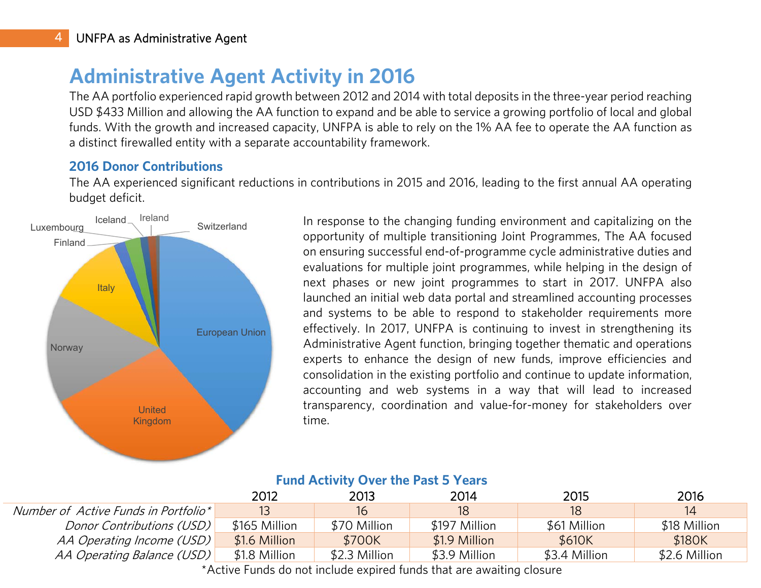# Administrative Agent Activity in 2016

The AA portfolio experienced rapid growth between 2012 and 2014 with total deposits in the three-year period reaching USD $433 Million and allowing the AA function to expand and be able to service a growing portfolio of local and global funds. With the growth and increased capacity, UNFPA is able to rely on the 1% AA fee to operate the AA function as a distinct firewalled entity with a separate accountability framework.

## 2016 Donor Contributions

The AA experienced significant reductions in contributions in 2015 and 2016, leading to the first annual AA operating budget deficit.

In response to the changing funding environment and capitalizing on the opportunity of multiple transitioning Joint Programmes, The AA focused on ensuring successful end-of-programme cycle administrative duties and evaluations for multiple joint programmes, while helping in the design of next phases or new joint programmes to start in 2017. UNFPA also launched an initial web data portal and streamlined accounting processes and systems to be able to respond to stakeholder requirements more effectively. In 2017, UNFPA is continuing to invest in strengthening its Administrative Agent function, bringing together thematic and operations experts to enhance the design of new funds, improve efficiencies and consolidation in the existing portfolio and continue to update information, accounting and web systems in a way that will lead to increased transparency, coordination and value-for-money for stakeholders over time.

## Fund Activity Over the Past 5 Years

| | 2012 | 2013 | 2014 | 2015 | 2016 |
|---|---|---|---|---|---|
| *Number of Active Funds in Portfolio** | 13 | 16 | 18 | 18 | 14 |
| *Donor Contributions (USD)* | $165 Million | $70 Million | $197 Million | $61 Million | $18 Million |
| *AA Operating Income (USD)* | $1.6 Million | $700K | $1.9 Million | $610K | $180K |
| *AA Operating Balance (USD)* | $1.8 Million | $2.3 Million | $3.9 Million | $3.4 Million | $2.6 Million |

*Active Funds do not include expired funds that are awaiting closure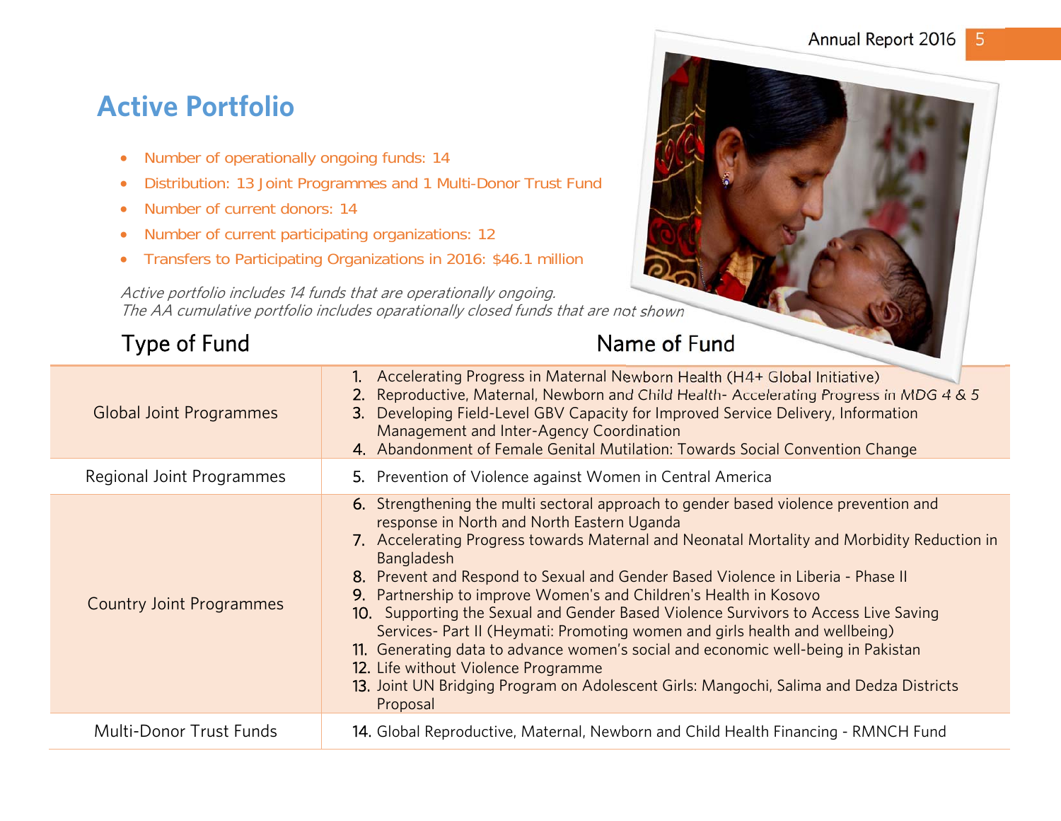## Active Portfolio

- Number of operationally ongoing funds: 14
- Distribution: 13 Joint Programmes and 1 Multi-Donor Trust Fund
- Number of current donors: 14
- Number of current participating organizations: 12
- Transfers to Participating Organizations in 2016: $46.1 million

*Active portfolio includes 14 funds that are operationally ongoing.*
*The AA cumulative portfolio includes oparationally closed funds that are not shown*

| Type of Fund | Name of Fund |
|---|---|
| Global Joint Programmes | 1. Accelerating Progress in Maternal Newborn Health (H4+ Global Initiative)<br>2. Reproductive, Maternal, Newborn and Child Health- Accelerating Progress in MDG 4 & 5<br>3. Developing Field-Level GBV Capacity for Improved Service Delivery, Information Management and Inter-Agency Coordination<br>4. Abandonment of Female Genital Mutilation: Towards Social Convention Change |
| Regional Joint Programmes | 5. Prevention of Violence against Women in Central America |
| Country Joint Programmes | 6. Strengthening the multi sectoral approach to gender based violence prevention and response in North and North Eastern Uganda<br>7. Accelerating Progress towards Maternal and Neonatal Mortality and Morbidity Reduction in Bangladesh<br>8. Prevent and Respond to Sexual and Gender Based Violence in Liberia - Phase II<br>9. Partnership to improve Women's and Children's Health in Kosovo<br>10. Supporting the Sexual and Gender Based Violence Survivors to Access Live Saving Services- Part II (Heymati: Promoting women and girls health and wellbeing)<br>11. Generating data to advance women's social and economic well-being in Pakistan<br>12. Life without Violence Programme<br>13. Joint UN Bridging Program on Adolescent Girls: Mangochi, Salima and Dedza Districts Proposal |
| Multi-Donor Trust Funds | 14. Global Reproductive, Maternal, Newborn and Child Health Financing - RMNCH Fund |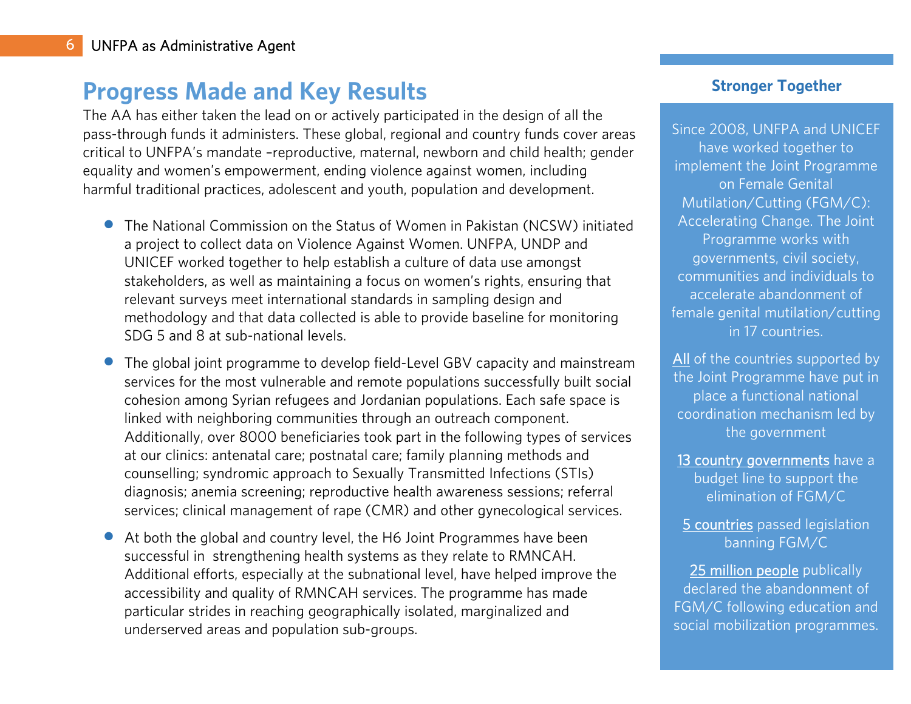## Progress Made and Key Results

The AA has either taken the lead on or actively participated in the design of all the pass-through funds it administers. These global, regional and country funds cover areas critical to UNFPA's mandate –reproductive, maternal, newborn and child health; gender equality and women's empowerment, ending violence against women, including harmful traditional practices, adolescent and youth, population and development.

- The National Commission on the Status of Women in Pakistan (NCSW) initiated a project to collect data on Violence Against Women. UNFPA, UNDP and UNICEF worked together to help establish a culture of data use amongst stakeholders, as well as maintaining a focus on women's rights, ensuring that relevant surveys meet international standards in sampling design and methodology and that data collected is able to provide baseline for monitoring SDG 5 and 8 at sub-national levels.
- The global joint programme to develop field-Level GBV capacity and mainstream services for the most vulnerable and remote populations successfully built social cohesion among Syrian refugees and Jordanian populations. Each safe space is linked with neighboring communities through an outreach component. Additionally, over 8000 beneficiaries took part in the following types of services at our clinics: antenatal care; postnatal care; family planning methods and counselling; syndromic approach to Sexually Transmitted Infections (STIs) diagnosis; anemia screening; reproductive health awareness sessions; referral services; clinical management of rape (CMR) and other gynecological services.
- At both the global and country level, the H6 Joint Programmes have been successful in strengthening health systems as they relate to RMNCAH. Additional efforts, especially at the subnational level, have helped improve the accessibility and quality of RMNCAH services. The programme has made particular strides in reaching geographically isolated, marginalized and underserved areas and population sub-groups.

### Stronger Together

Since 2008, UNFPA and UNICEF have worked together to implement the Joint Programme on Female Genital Mutilation/Cutting (FGM/C): Accelerating Change. The Joint Programme works with governments, civil society, communities and individuals to accelerate abandonment of female genital mutilation/cutting in 17 countries.

All of the countries supported by the Joint Programme have put in place a functional national coordination mechanism led by the government

13 country governments have a budget line to support the elimination of FGM/C

5 countries passed legislation banning FGM/C

25 million people publically declared the abandonment of FGM/C following education and social mobilization programmes.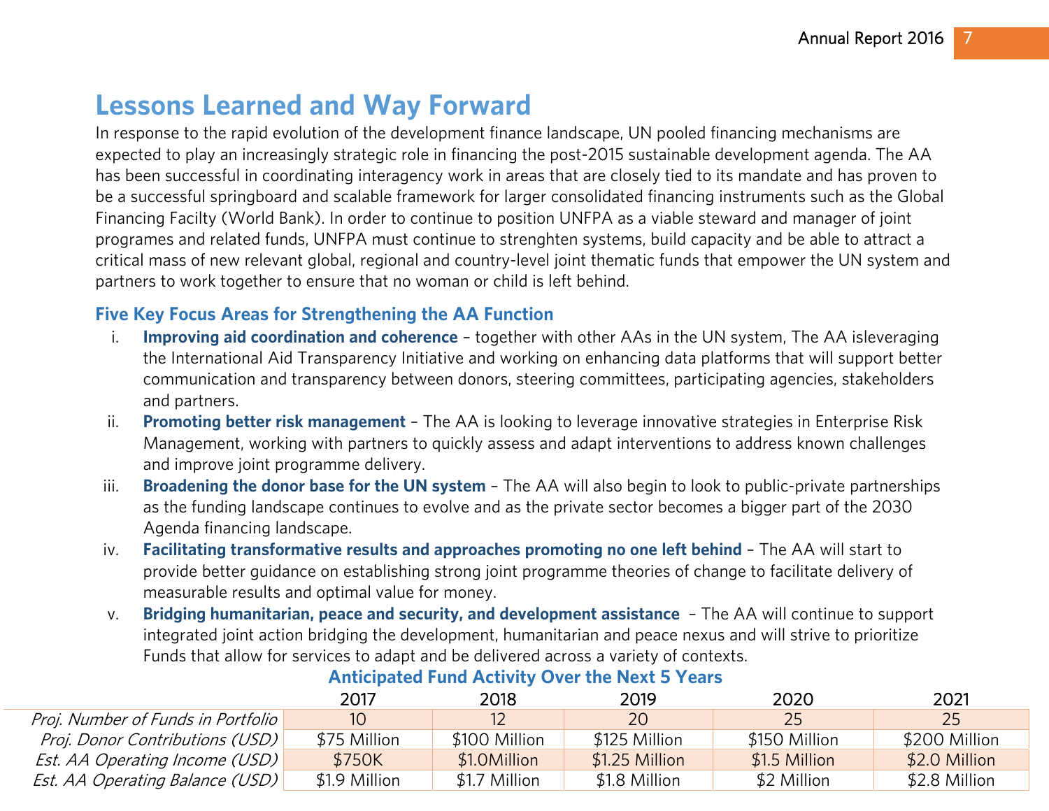## Lessons Learned and Way Forward

In response to the rapid evolution of the development finance landscape, UN pooled financing mechanisms are expected to play an increasingly strategic role in financing the post-2015 sustainable development agenda. The AA has been successful in coordinating interagency work in areas that are closely tied to its mandate and has proven to be a successful springboard and scalable framework for larger consolidated financing instruments such as the Global Financing Facilty (World Bank). In order to continue to position UNFPA as a viable steward and manager of joint programes and related funds, UNFPA must continue to strenghten systems, build capacity and be able to attract a critical mass of new relevant global, regional and country-level joint thematic funds that empower the UN system and partners to work together to ensure that no woman or child is left behind.

### Five Key Focus Areas for Strengthening the AA Function

i. **Improving aid coordination and coherence** – together with other AAs in the UN system, The AA isleveraging the International Aid Transparency Initiative and working on enhancing data platforms that will support better communication and transparency between donors, steering committees, participating agencies, stakeholders and partners.

ii. **Promoting better risk management** – The AA is looking to leverage innovative strategies in Enterprise Risk Management, working with partners to quickly assess and adapt interventions to address known challenges and improve joint programme delivery.

iii. **Broadening the donor base for the UN system** – The AA will also begin to look to public-private partnerships as the funding landscape continues to evolve and as the private sector becomes a bigger part of the 2030 Agenda financing landscape.

iv. **Facilitating transformative results and approaches promoting no one left behind** – The AA will start to provide better guidance on establishing strong joint programme theories of change to facilitate delivery of measurable results and optimal value for money.

v. **Bridging humanitarian, peace and security, and development assistance** – The AA will continue to support integrated joint action bridging the development, humanitarian and peace nexus and will strive to prioritize Funds that allow for services to adapt and be delivered across a variety of contexts.

### Anticipated Fund Activity Over the Next 5 Years

| | 2017 | 2018 | 2019 | 2020 | 2021 |
|---|---|---|---|---|---|
| *Proj. Number of Funds in Portfolio* | 10 | 12 | 20 | 25 | 25 |
| *Proj. Donor Contributions (USD)* | $75 Million | $100 Million | $125 Million | $150 Million | $200 Million |
| *Est. AA Operating Income (USD)* | $750K | $1.0Million | $1.25 Million | $1.5 Million | $2.0 Million |
| *Est. AA Operating Balance (USD)* | $1.9 Million | $1.7 Million | $1.8 Million | $2 Million | $2.8 Million |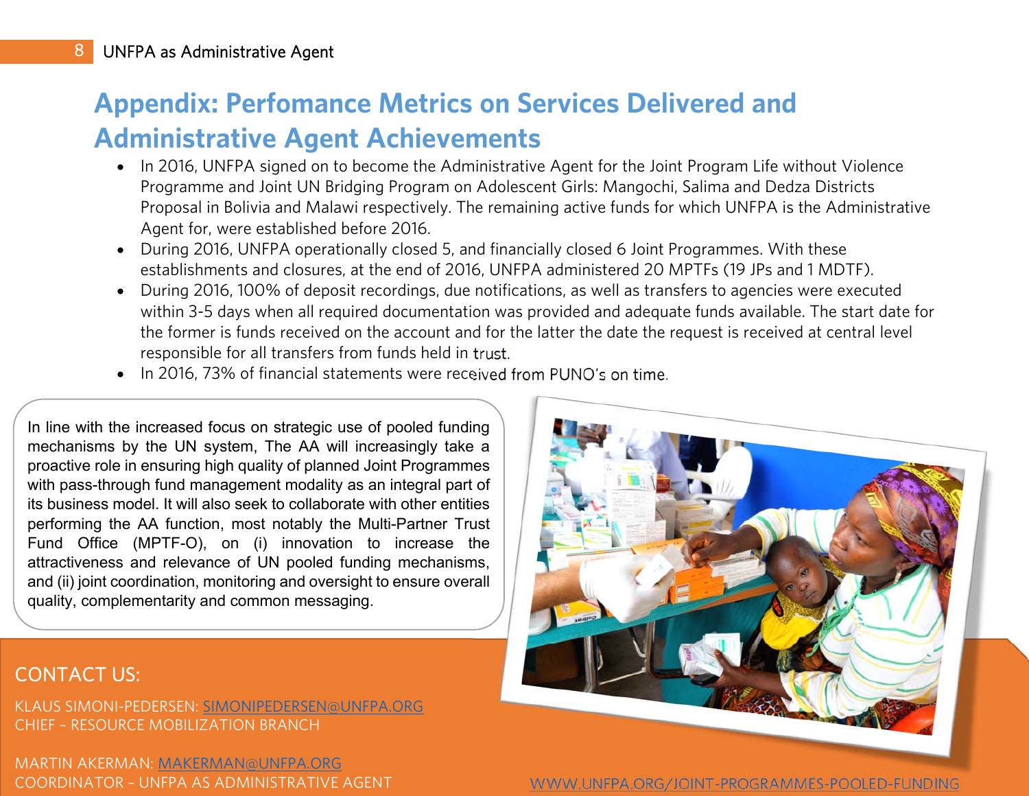## Appendix: Perfomance Metrics on Services Delivered and Administrative Agent Achievements

- In 2016, UNFPA signed on to become the Administrative Agent for the Joint Program Life without Violence Programme and Joint UN Bridging Program on Adolescent Girls: Mangochi, Salima and Dedza Districts Proposal in Bolivia and Malawi respectively. The remaining active funds for which UNFPA is the Administrative Agent for, were established before 2016.
- During 2016, UNFPA operationally closed 5, and financially closed 6 Joint Programmes. With these establishments and closures, at the end of 2016, UNFPA administered 20 MPTFs (19 JPs and 1 MDTF).
- During 2016, 100% of deposit recordings, due notifications, as well as transfers to agencies were executed within 3-5 days when all required documentation was provided and adequate funds available. The start date for the former is funds received on the account and for the latter the date the request is received at central level responsible for all transfers from funds held in trust.
- In 2016, 73% of financial statements were received from PUNO's on time.

In line with the increased focus on strategic use of pooled funding mechanisms by the UN system, The AA will increasingly take a proactive role in ensuring high quality of planned Joint Programmes with pass-through fund management modality as an integral part of its business model. It will also seek to collaborate with other entities performing the AA function, most notably the Multi-Partner Trust Fund Office (MPTF-O), on (i) innovation to increase the attractiveness and relevance of UN pooled funding mechanisms, and (ii) joint coordination, monitoring and oversight to ensure overall quality, complementarity and common messaging.

### CONTACT US:

KLAUS SIMONI-PEDERSEN: SIMONIPEDERSEN@UNFPA.ORG
CHIEF – RESOURCE MOBILIZATION BRANCH

MARTIN AKERMAN: MAKERMAN@UNFPA.ORG
COORDINATOR – UNFPA AS ADMINISTRATIVE AGENT

WWW.UNFPA.ORG/JOINT-PROGRAMMES-POOLED-FUNDING